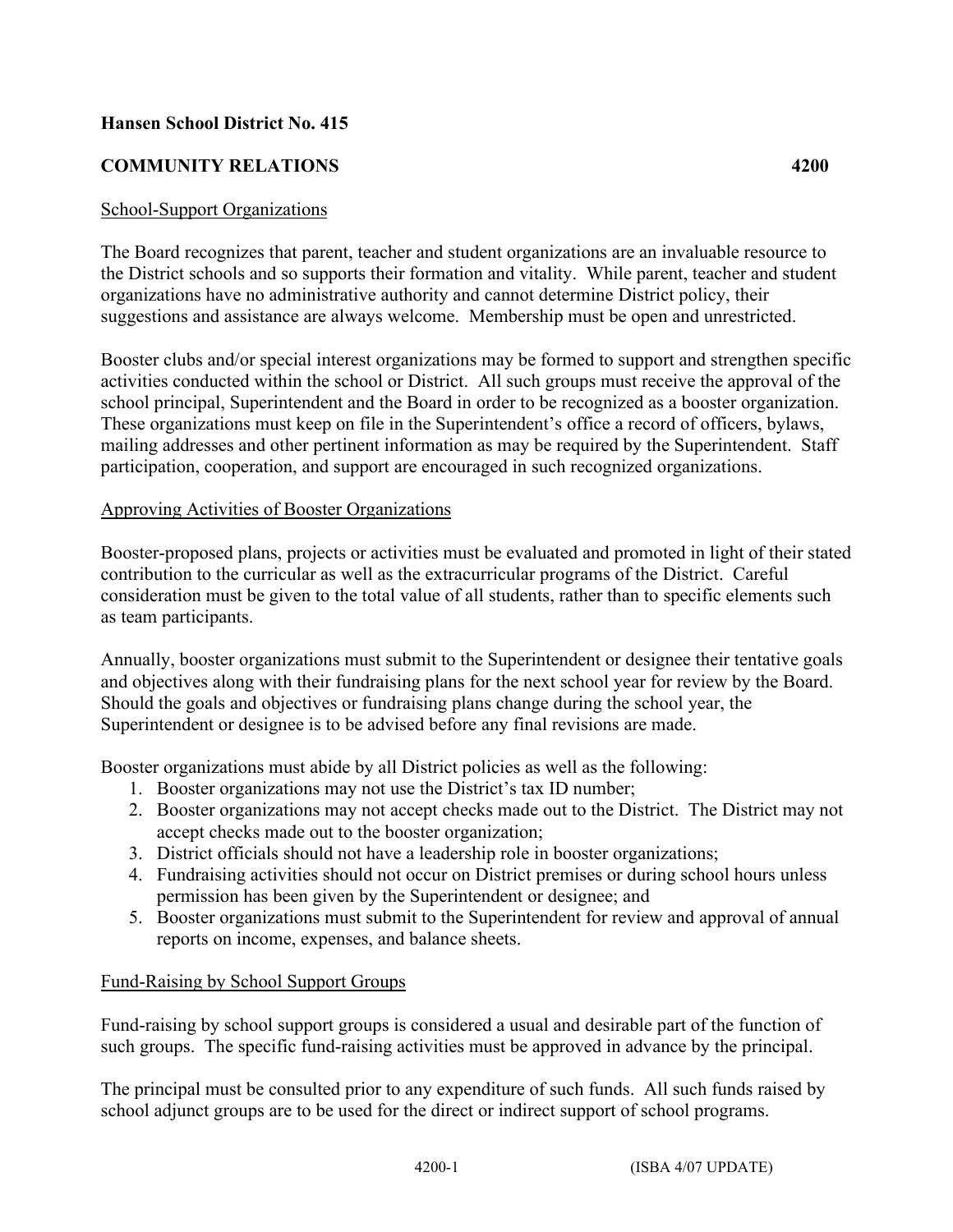**Hansen School District No. 415**

**COMMUNITY RELATIONS 4200**

School-Support Organizations

The Board recognizes that parent, teacher and student organizations are an invaluable resource to the District schools and so supports their formation and vitality. While parent, teacher and student organizations have no administrative authority and cannot determine District policy, their suggestions and assistance are always welcome. Membership must be open and unrestricted.

Booster clubs and/or special interest organizations may be formed to support and strengthen specific activities conducted within the school or District. All such groups must receive the approval of the school principal, Superintendent and the Board in order to be recognized as a booster organization. These organizations must keep on file in the Superintendent's office a record of officers, bylaws, mailing addresses and other pertinent information as may be required by the Superintendent. Staff participation, cooperation, and support are encouraged in such recognized organizations.

Approving Activities of Booster Organizations

Booster-proposed plans, projects or activities must be evaluated and promoted in light of their stated contribution to the curricular as well as the extracurricular programs of the District. Careful consideration must be given to the total value of all students, rather than to specific elements such as team participants.

Annually, booster organizations must submit to the Superintendent or designee their tentative goals and objectives along with their fundraising plans for the next school year for review by the Board. Should the goals and objectives or fundraising plans change during the school year, the Superintendent or designee is to be advised before any final revisions are made.

Booster organizations must abide by all District policies as well as the following:

1. Booster organizations may not use the District's tax ID number;
2. Booster organizations may not accept checks made out to the District. The District may not accept checks made out to the booster organization;
3. District officials should not have a leadership role in booster organizations;
4. Fundraising activities should not occur on District premises or during school hours unless permission has been given by the Superintendent or designee; and
5. Booster organizations must submit to the Superintendent for review and approval of annual reports on income, expenses, and balance sheets.

Fund-Raising by School Support Groups

Fund-raising by school support groups is considered a usual and desirable part of the function of such groups. The specific fund-raising activities must be approved in advance by the principal.

The principal must be consulted prior to any expenditure of such funds. All such funds raised by school adjunct groups are to be used for the direct or indirect support of school programs.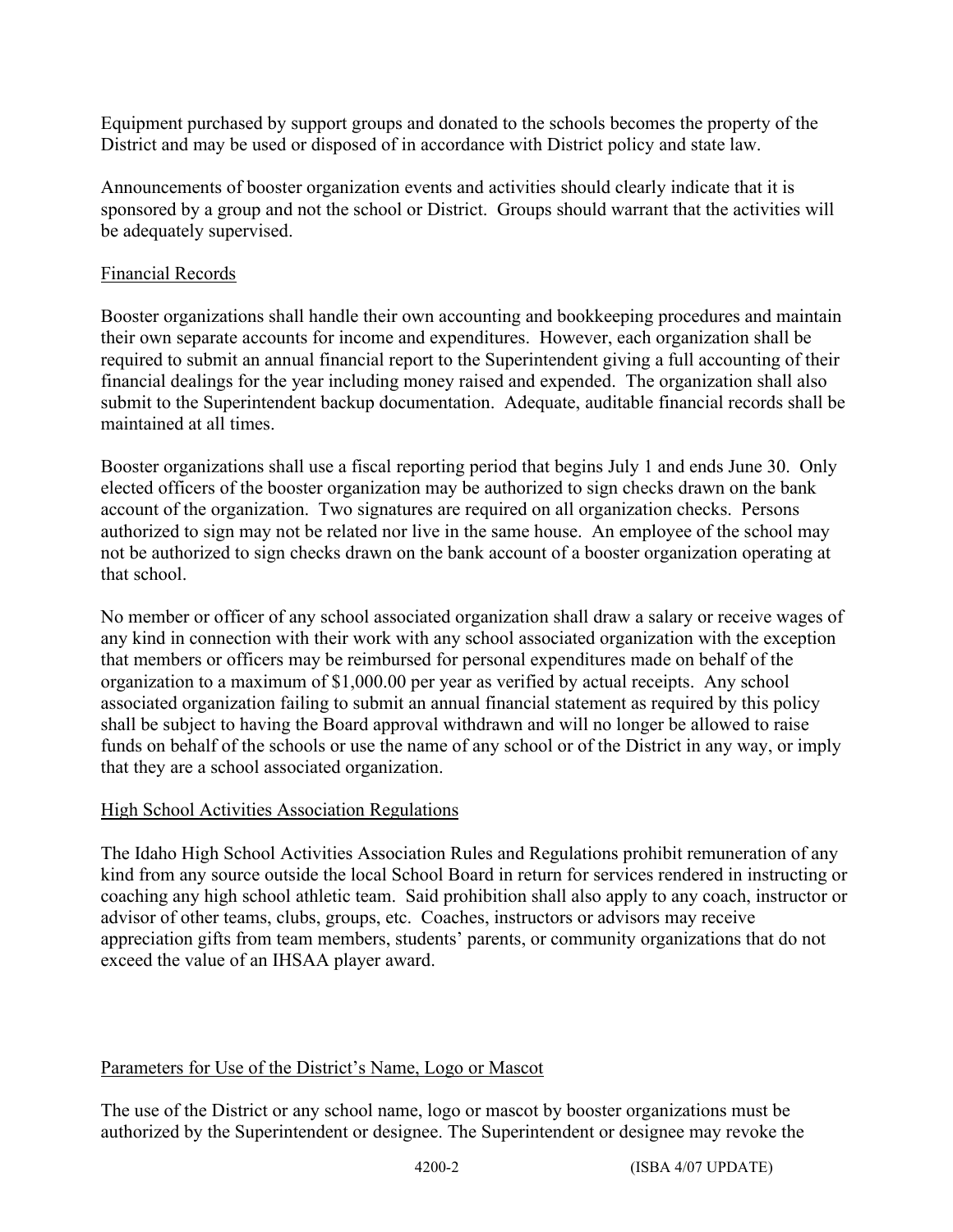Equipment purchased by support groups and donated to the schools becomes the property of the District and may be used or disposed of in accordance with District policy and state law.

Announcements of booster organization events and activities should clearly indicate that it is sponsored by a group and not the school or District. Groups should warrant that the activities will be adequately supervised.

## Financial Records

Booster organizations shall handle their own accounting and bookkeeping procedures and maintain their own separate accounts for income and expenditures. However, each organization shall be required to submit an annual financial report to the Superintendent giving a full accounting of their financial dealings for the year including money raised and expended. The organization shall also submit to the Superintendent backup documentation. Adequate, auditable financial records shall be maintained at all times.

Booster organizations shall use a fiscal reporting period that begins July 1 and ends June 30. Only elected officers of the booster organization may be authorized to sign checks drawn on the bank account of the organization. Two signatures are required on all organization checks. Persons authorized to sign may not be related nor live in the same house. An employee of the school may not be authorized to sign checks drawn on the bank account of a booster organization operating at that school.

No member or officer of any school associated organization shall draw a salary or receive wages of any kind in connection with their work with any school associated organization with the exception that members or officers may be reimbursed for personal expenditures made on behalf of the organization to a maximum of $1,000.00 per year as verified by actual receipts. Any school associated organization failing to submit an annual financial statement as required by this policy shall be subject to having the Board approval withdrawn and will no longer be allowed to raise funds on behalf of the schools or use the name of any school or of the District in any way, or imply that they are a school associated organization.

## High School Activities Association Regulations

The Idaho High School Activities Association Rules and Regulations prohibit remuneration of any kind from any source outside the local School Board in return for services rendered in instructing or coaching any high school athletic team. Said prohibition shall also apply to any coach, instructor or advisor of other teams, clubs, groups, etc. Coaches, instructors or advisors may receive appreciation gifts from team members, students' parents, or community organizations that do not exceed the value of an IHSAA player award.

## Parameters for Use of the District's Name, Logo or Mascot

The use of the District or any school name, logo or mascot by booster organizations must be authorized by the Superintendent or designee. The Superintendent or designee may revoke the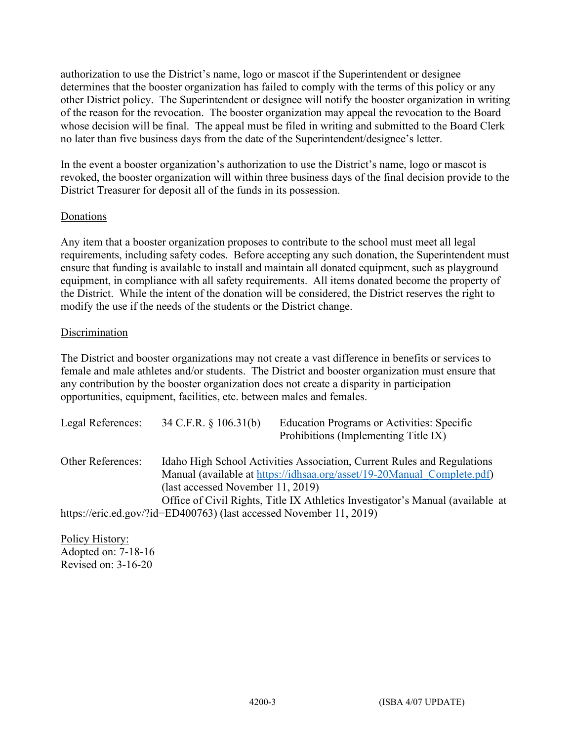authorization to use the District's name, logo or mascot if the Superintendent or designee determines that the booster organization has failed to comply with the terms of this policy or any other District policy. The Superintendent or designee will notify the booster organization in writing of the reason for the revocation. The booster organization may appeal the revocation to the Board whose decision will be final. The appeal must be filed in writing and submitted to the Board Clerk no later than five business days from the date of the Superintendent/designee's letter.

In the event a booster organization's authorization to use the District's name, logo or mascot is revoked, the booster organization will within three business days of the final decision provide to the District Treasurer for deposit all of the funds in its possession.

Donations

Any item that a booster organization proposes to contribute to the school must meet all legal requirements, including safety codes. Before accepting any such donation, the Superintendent must ensure that funding is available to install and maintain all donated equipment, such as playground equipment, in compliance with all safety requirements. All items donated become the property of the District. While the intent of the donation will be considered, the District reserves the right to modify the use if the needs of the students or the District change.

Discrimination

The District and booster organizations may not create a vast difference in benefits or services to female and male athletes and/or students. The District and booster organization must ensure that any contribution by the booster organization does not create a disparity in participation opportunities, equipment, facilities, etc. between males and females.

Legal References: 34 C.F.R. § 106.31(b) Education Programs or Activities: Specific Prohibitions (Implementing Title IX)

Other References: Idaho High School Activities Association, Current Rules and Regulations Manual (available at https://idhsaa.org/asset/19-20Manual_Complete.pdf) (last accessed November 11, 2019)
Office of Civil Rights, Title IX Athletics Investigator's Manual (available at https://eric.ed.gov/?id=ED400763) (last accessed November 11, 2019)

Policy History:
Adopted on: 7-18-16
Revised on: 3-16-20